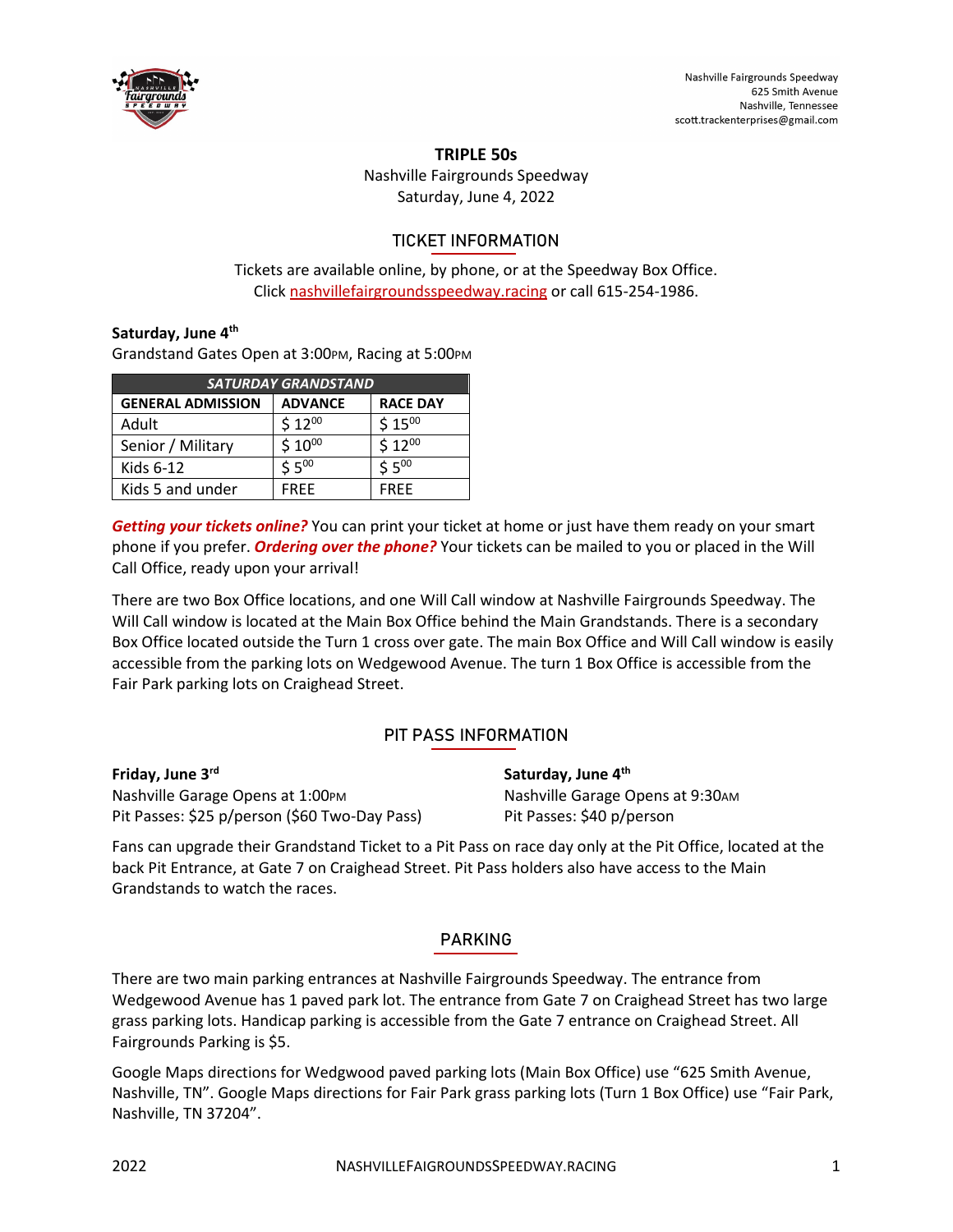Nashville Fairgrounds Speedway
625 Smith Avenue
Nashville, Tennessee
scott.trackenterprises@gmail.com

# TRIPLE 50s

Nashville Fairgrounds Speedway
Saturday, June 4, 2022

## TICKET INFORMATION

Tickets are available online, by phone, or at the Speedway Box Office.
Click nashvillefairgroundsspeedway.racing or call 615-254-1986.

**Saturday, June 4th**
Grandstand Gates Open at 3:00PM, Racing at 5:00PM

| *SATURDAY GRANDSTAND* | | |
|---|---|---|
| **GENERAL ADMISSION** | **ADVANCE** | **RACE DAY** |
| Adult | $ 12.00 | $ 15.00 |
| Senior / Military | $ 10.00 | $ 12.00 |
| Kids 6-12 | $ 5.00 | $ 5.00 |
| Kids 5 and under | FREE | FREE |

***Getting your tickets online?*** You can print your ticket at home or just have them ready on your smart phone if you prefer. ***Ordering over the phone?*** Your tickets can be mailed to you or placed in the Will Call Office, ready upon your arrival!

There are two Box Office locations, and one Will Call window at Nashville Fairgrounds Speedway. The Will Call window is located at the Main Box Office behind the Main Grandstands. There is a secondary Box Office located outside the Turn 1 cross over gate. The main Box Office and Will Call window is easily accessible from the parking lots on Wedgewood Avenue. The turn 1 Box Office is accessible from the Fair Park parking lots on Craighead Street.

## PIT PASS INFORMATION

**Friday, June 3rd**
Nashville Garage Opens at 1:00PM
Pit Passes: $25 p/person ($60 Two-Day Pass)

**Saturday, June 4th**
Nashville Garage Opens at 9:30AM
Pit Passes: $40 p/person

Fans can upgrade their Grandstand Ticket to a Pit Pass on race day only at the Pit Office, located at the back Pit Entrance, at Gate 7 on Craighead Street. Pit Pass holders also have access to the Main Grandstands to watch the races.

## PARKING

There are two main parking entrances at Nashville Fairgrounds Speedway. The entrance from Wedgewood Avenue has 1 paved park lot. The entrance from Gate 7 on Craighead Street has two large grass parking lots. Handicap parking is accessible from the Gate 7 entrance on Craighead Street. All Fairgrounds Parking is $5.

Google Maps directions for Wedgwood paved parking lots (Main Box Office) use "625 Smith Avenue, Nashville, TN". Google Maps directions for Fair Park grass parking lots (Turn 1 Box Office) use "Fair Park, Nashville, TN 37204".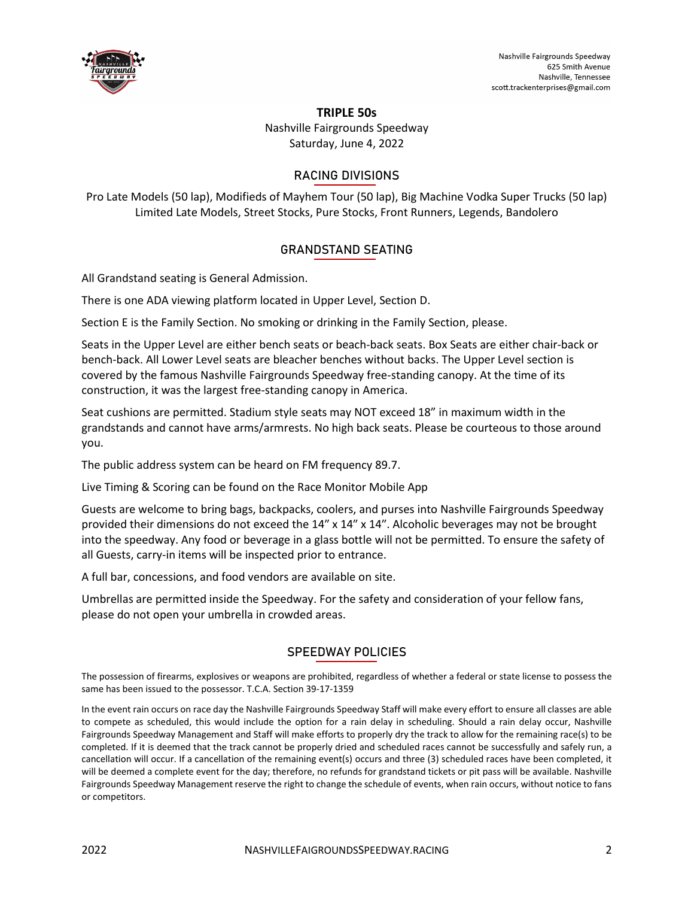Nashville Fairgrounds Speedway
625 Smith Avenue
Nashville, Tennessee
scott.trackenterprises@gmail.com

# TRIPLE 50s

Nashville Fairgrounds Speedway
Saturday, June 4, 2022

## RACING DIVISIONS

Pro Late Models (50 lap), Modifieds of Mayhem Tour (50 lap), Big Machine Vodka Super Trucks (50 lap)
Limited Late Models, Street Stocks, Pure Stocks, Front Runners, Legends, Bandolero

## GRANDSTAND SEATING

All Grandstand seating is General Admission.

There is one ADA viewing platform located in Upper Level, Section D.

Section E is the Family Section. No smoking or drinking in the Family Section, please.

Seats in the Upper Level are either bench seats or beach-back seats. Box Seats are either chair-back or bench-back. All Lower Level seats are bleacher benches without backs. The Upper Level section is covered by the famous Nashville Fairgrounds Speedway free-standing canopy. At the time of its construction, it was the largest free-standing canopy in America.

Seat cushions are permitted. Stadium style seats may NOT exceed 18" in maximum width in the grandstands and cannot have arms/armrests. No high back seats. Please be courteous to those around you.

The public address system can be heard on FM frequency 89.7.

Live Timing & Scoring can be found on the Race Monitor Mobile App

Guests are welcome to bring bags, backpacks, coolers, and purses into Nashville Fairgrounds Speedway provided their dimensions do not exceed the 14" x 14" x 14". Alcoholic beverages may not be brought into the speedway. Any food or beverage in a glass bottle will not be permitted. To ensure the safety of all Guests, carry-in items will be inspected prior to entrance.

A full bar, concessions, and food vendors are available on site.

Umbrellas are permitted inside the Speedway. For the safety and consideration of your fellow fans, please do not open your umbrella in crowded areas.

## SPEEDWAY POLICIES

The possession of firearms, explosives or weapons are prohibited, regardless of whether a federal or state license to possess the same has been issued to the possessor. T.C.A. Section 39-17-1359

In the event rain occurs on race day the Nashville Fairgrounds Speedway Staff will make every effort to ensure all classes are able to compete as scheduled, this would include the option for a rain delay in scheduling. Should a rain delay occur, Nashville Fairgrounds Speedway Management and Staff will make efforts to properly dry the track to allow for the remaining race(s) to be completed. If it is deemed that the track cannot be properly dried and scheduled races cannot be successfully and safely run, a cancellation will occur. If a cancellation of the remaining event(s) occurs and three (3) scheduled races have been completed, it will be deemed a complete event for the day; therefore, no refunds for grandstand tickets or pit pass will be available. Nashville Fairgrounds Speedway Management reserve the right to change the schedule of events, when rain occurs, without notice to fans or competitors.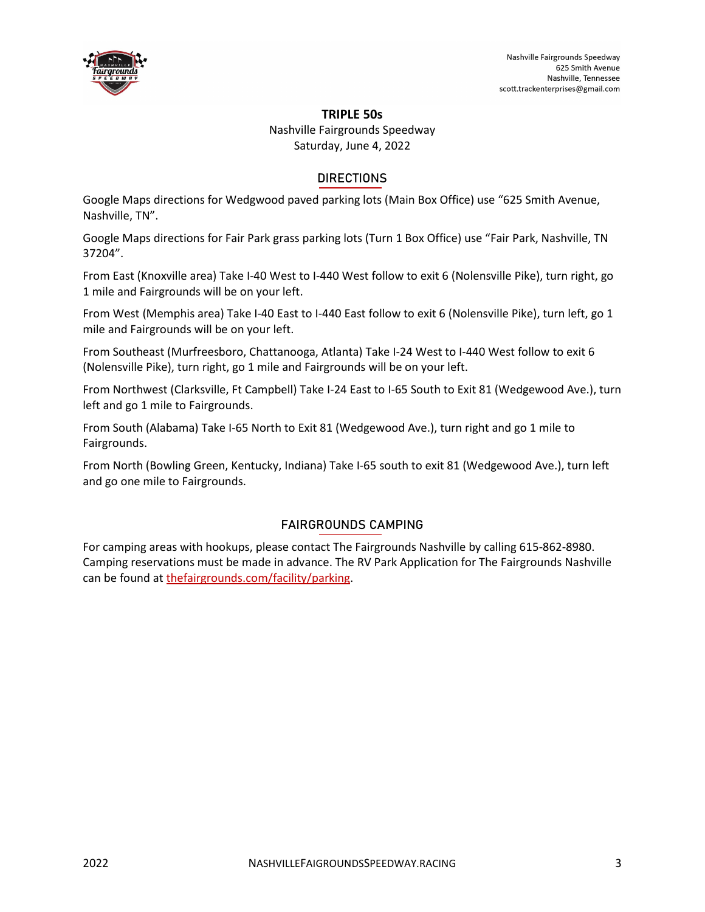Nashville Fairgrounds Speedway
625 Smith Avenue
Nashville, Tennessee
scott.trackenterprises@gmail.com

**TRIPLE 50s**

Nashville Fairgrounds Speedway
Saturday, June 4, 2022

## DIRECTIONS

Google Maps directions for Wedgwood paved parking lots (Main Box Office) use "625 Smith Avenue, Nashville, TN".

Google Maps directions for Fair Park grass parking lots (Turn 1 Box Office) use "Fair Park, Nashville, TN 37204".

From East (Knoxville area) Take I-40 West to I-440 West follow to exit 6 (Nolensville Pike), turn right, go 1 mile and Fairgrounds will be on your left.

From West (Memphis area) Take I-40 East to I-440 East follow to exit 6 (Nolensville Pike), turn left, go 1 mile and Fairgrounds will be on your left.

From Southeast (Murfreesboro, Chattanooga, Atlanta) Take I-24 West to I-440 West follow to exit 6 (Nolensville Pike), turn right, go 1 mile and Fairgrounds will be on your left.

From Northwest (Clarksville, Ft Campbell) Take I-24 East to I-65 South to Exit 81 (Wedgewood Ave.), turn left and go 1 mile to Fairgrounds.

From South (Alabama) Take I-65 North to Exit 81 (Wedgewood Ave.), turn right and go 1 mile to Fairgrounds.

From North (Bowling Green, Kentucky, Indiana) Take I-65 south to exit 81 (Wedgewood Ave.), turn left and go one mile to Fairgrounds.

## FAIRGROUNDS CAMPING

For camping areas with hookups, please contact The Fairgrounds Nashville by calling 615-862-8980. Camping reservations must be made in advance. The RV Park Application for The Fairgrounds Nashville can be found at thefairgrounds.com/facility/parking.